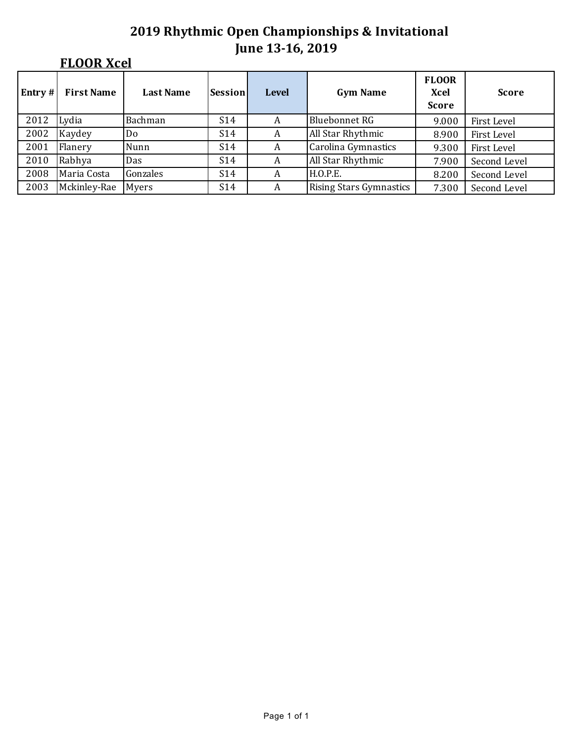# 2019 Rhythmic Open Championships & Invitational
## June 13-16, 2019

### FLOOR Xcel

| Entry # | First Name | Last Name | Session | Level | Gym Name | FLOOR Xcel Score | Score |
|---|---|---|---|---|---|---|---|
| 2012 | Lydia | Bachman | S14 | A | Bluebonnet RG | 9.000 | First Level |
| 2002 | Kaydey | Do | S14 | A | All Star Rhythmic | 8.900 | First Level |
| 2001 | Flanery | Nunn | S14 | A | Carolina Gymnastics | 9.300 | First Level |
| 2010 | Rabhya | Das | S14 | A | All Star Rhythmic | 7.900 | Second Level |
| 2008 | Maria Costa | Gonzales | S14 | A | H.O.P.E. | 8.200 | Second Level |
| 2003 | Mckinley-Rae | Myers | S14 | A | Rising Stars Gymnastics | 7.300 | Second Level |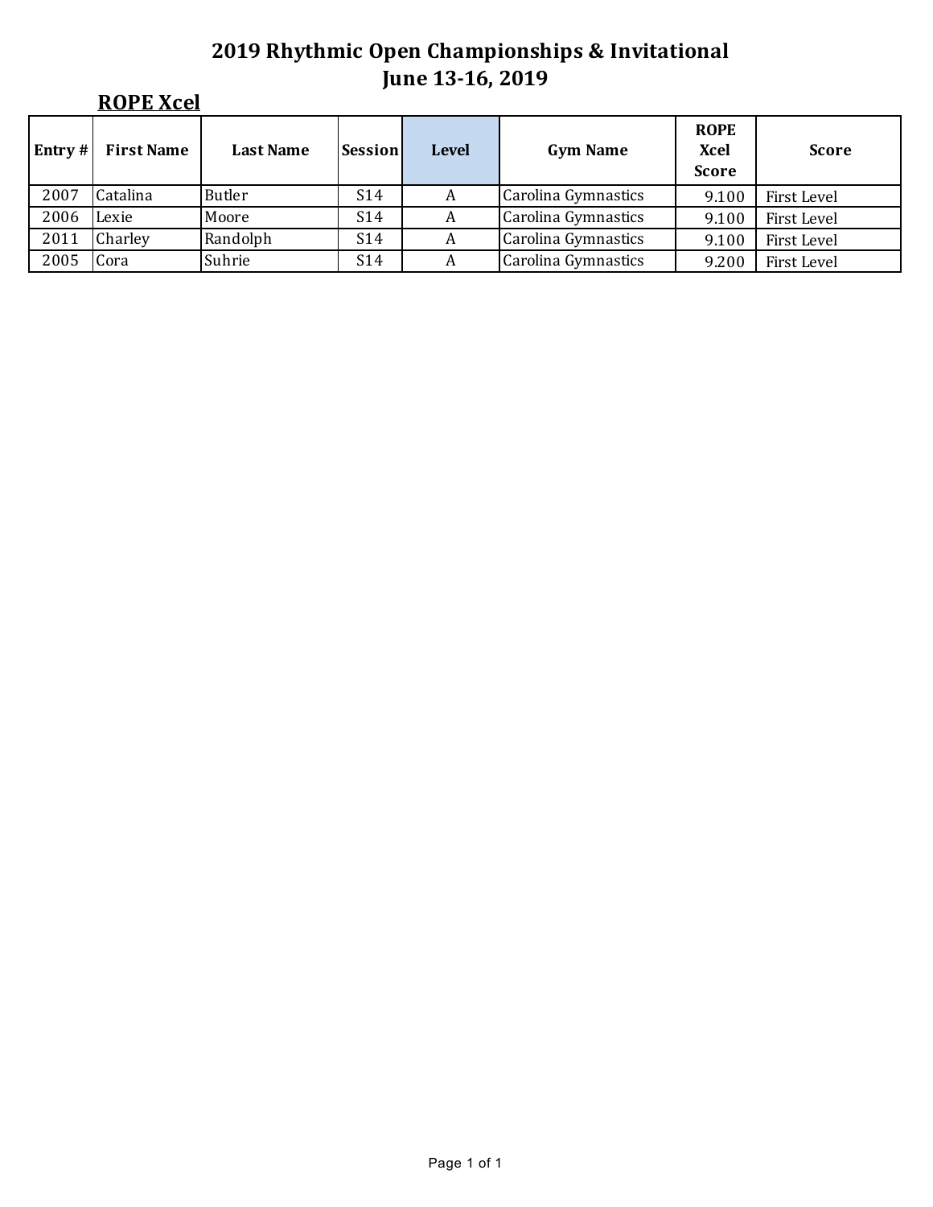# 2019 Rhythmic Open Championships & Invitational
## June 13-16, 2019

### ROPE Xcel

| Entry # | First Name | Last Name | Session | Level | Gym Name | ROPE Xcel Score | Score |
|---|---|---|---|---|---|---|---|
| 2007 | Catalina | Butler | S14 | A | Carolina Gymnastics | 9.100 | First Level |
| 2006 | Lexie | Moore | S14 | A | Carolina Gymnastics | 9.100 | First Level |
| 2011 | Charley | Randolph | S14 | A | Carolina Gymnastics | 9.100 | First Level |
| 2005 | Cora | Suhrie | S14 | A | Carolina Gymnastics | 9.200 | First Level |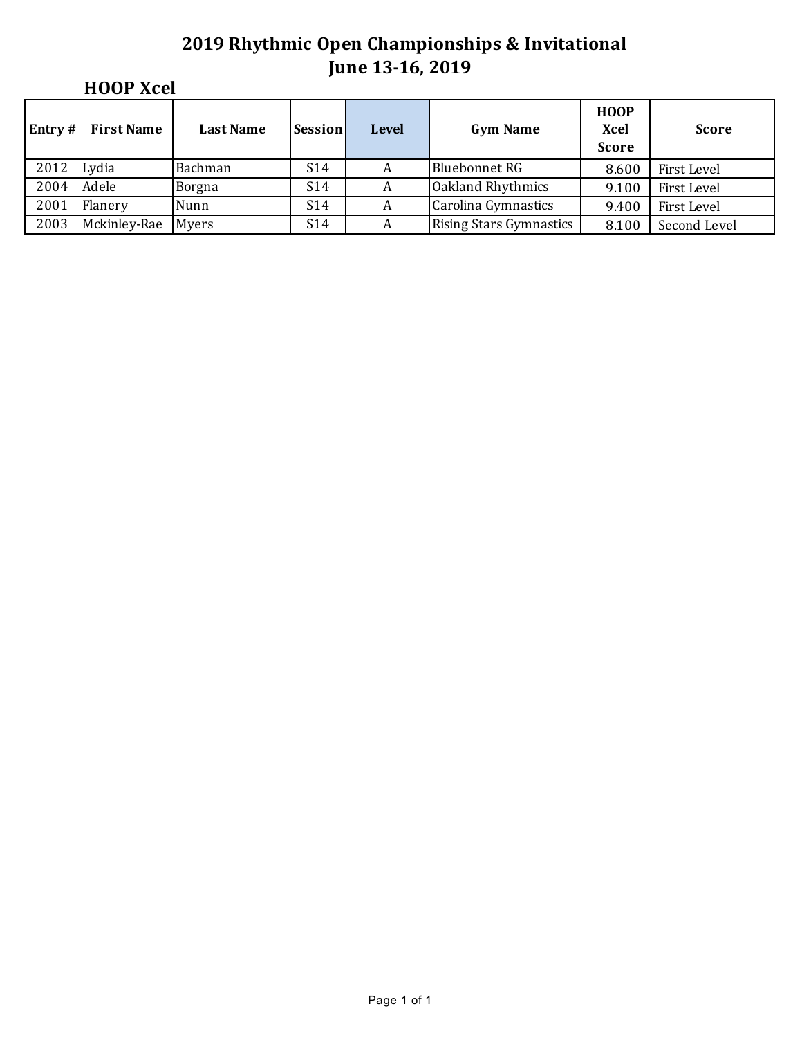# 2019 Rhythmic Open Championships & Invitational
## June 13-16, 2019

### HOOP Xcel

| Entry # | First Name | Last Name | Session | Level | Gym Name | HOOP Xcel Score | Score |
|---|---|---|---|---|---|---|---|
| 2012 | Lydia | Bachman | S14 | A | Bluebonnet RG | 8.600 | First Level |
| 2004 | Adele | Borgna | S14 | A | Oakland Rhythmics | 9.100 | First Level |
| 2001 | Flanery | Nunn | S14 | A | Carolina Gymnastics | 9.400 | First Level |
| 2003 | Mckinley-Rae | Myers | S14 | A | Rising Stars Gymnastics | 8.100 | Second Level |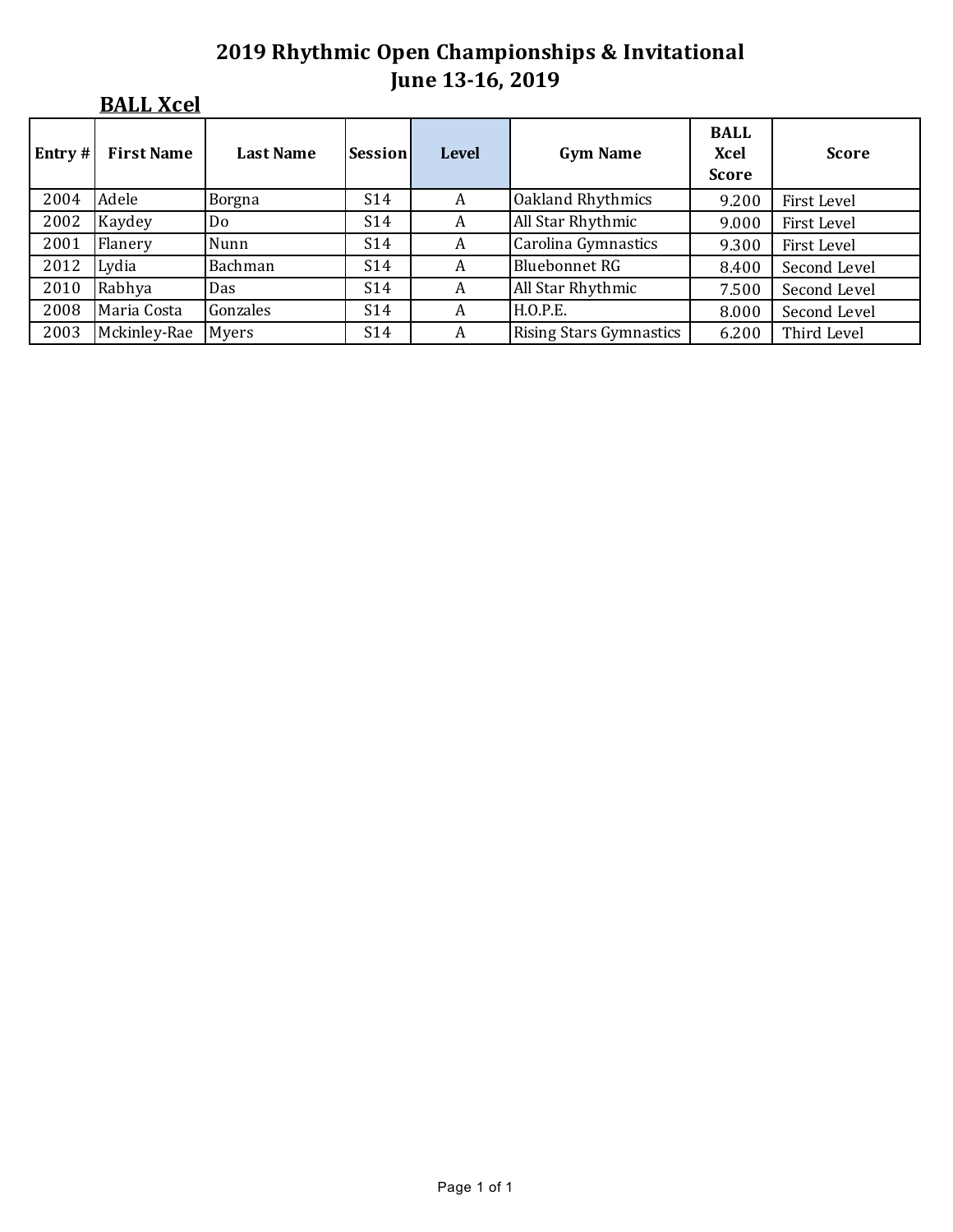# 2019 Rhythmic Open Championships & Invitational
## June 13-16, 2019

### BALL Xcel

| Entry # | First Name | Last Name | Session | Level | Gym Name | BALL Xcel Score | Score |
|---|---|---|---|---|---|---|---|
| 2004 | Adele | Borgna | S14 | A | Oakland Rhythmics | 9.200 | First Level |
| 2002 | Kaydey | Do | S14 | A | All Star Rhythmic | 9.000 | First Level |
| 2001 | Flanery | Nunn | S14 | A | Carolina Gymnastics | 9.300 | First Level |
| 2012 | Lydia | Bachman | S14 | A | Bluebonnet RG | 8.400 | Second Level |
| 2010 | Rabhya | Das | S14 | A | All Star Rhythmic | 7.500 | Second Level |
| 2008 | Maria Costa | Gonzales | S14 | A | H.O.P.E. | 8.000 | Second Level |
| 2003 | Mckinley-Rae | Myers | S14 | A | Rising Stars Gymnastics | 6.200 | Third Level |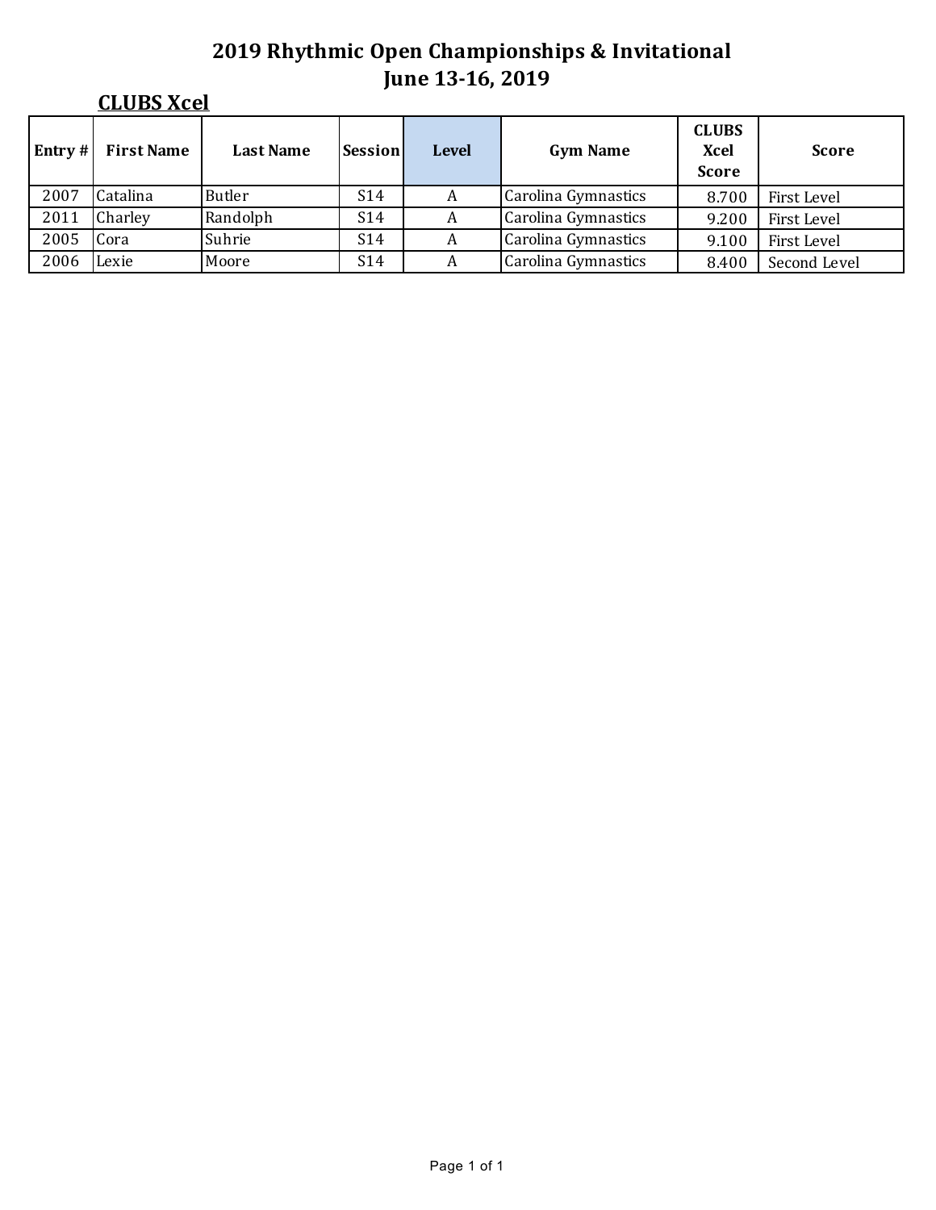# 2019 Rhythmic Open Championships & Invitational
## June 13-16, 2019

### CLUBS Xcel

| Entry # | First Name | Last Name | Session | Level | Gym Name | CLUBS Xcel Score | Score |
|---|---|---|---|---|---|---|---|
| 2007 | Catalina | Butler | S14 | A | Carolina Gymnastics | 8.700 | First Level |
| 2011 | Charley | Randolph | S14 | A | Carolina Gymnastics | 9.200 | First Level |
| 2005 | Cora | Suhrie | S14 | A | Carolina Gymnastics | 9.100 | First Level |
| 2006 | Lexie | Moore | S14 | A | Carolina Gymnastics | 8.400 | Second Level |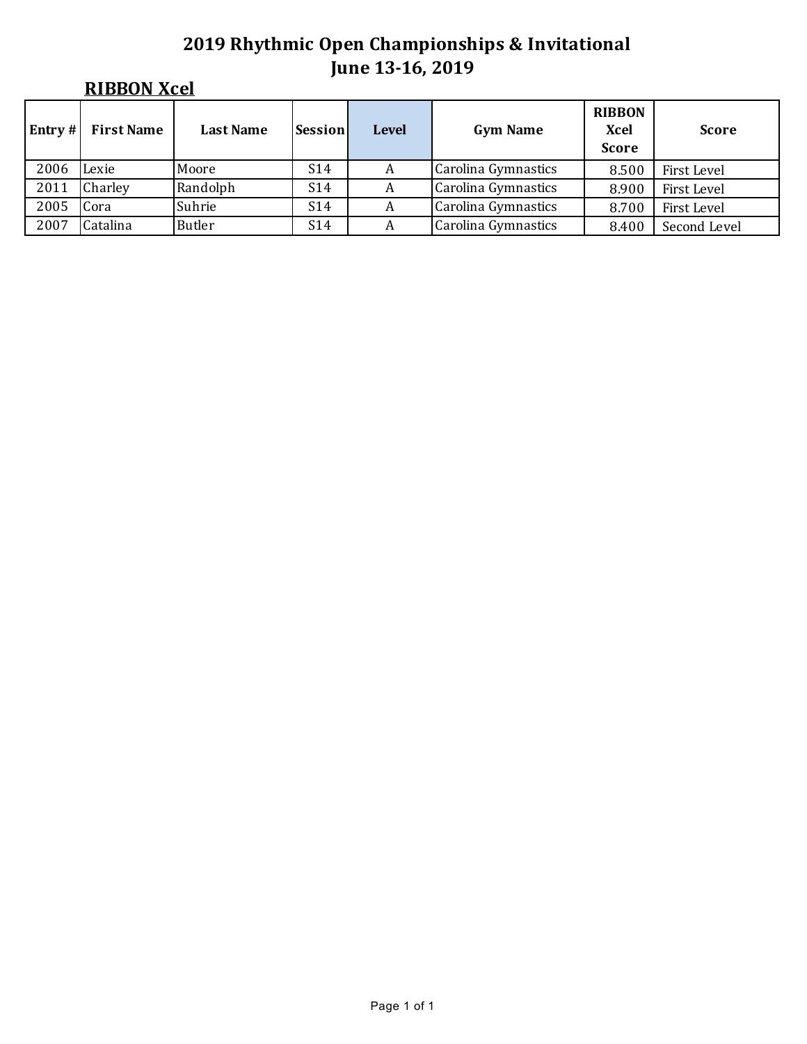# 2019 Rhythmic Open Championships & Invitational
## June 13-16, 2019

### RIBBON Xcel

| Entry # | First Name | Last Name | Session | Level | Gym Name | RIBBON Xcel Score | Score |
|---|---|---|---|---|---|---|---|
| 2006 | Lexie | Moore | S14 | A | Carolina Gymnastics | 8.500 | First Level |
| 2011 | Charley | Randolph | S14 | A | Carolina Gymnastics | 8.900 | First Level |
| 2005 | Cora | Suhrie | S14 | A | Carolina Gymnastics | 8.700 | First Level |
| 2007 | Catalina | Butler | S14 | A | Carolina Gymnastics | 8.400 | Second Level |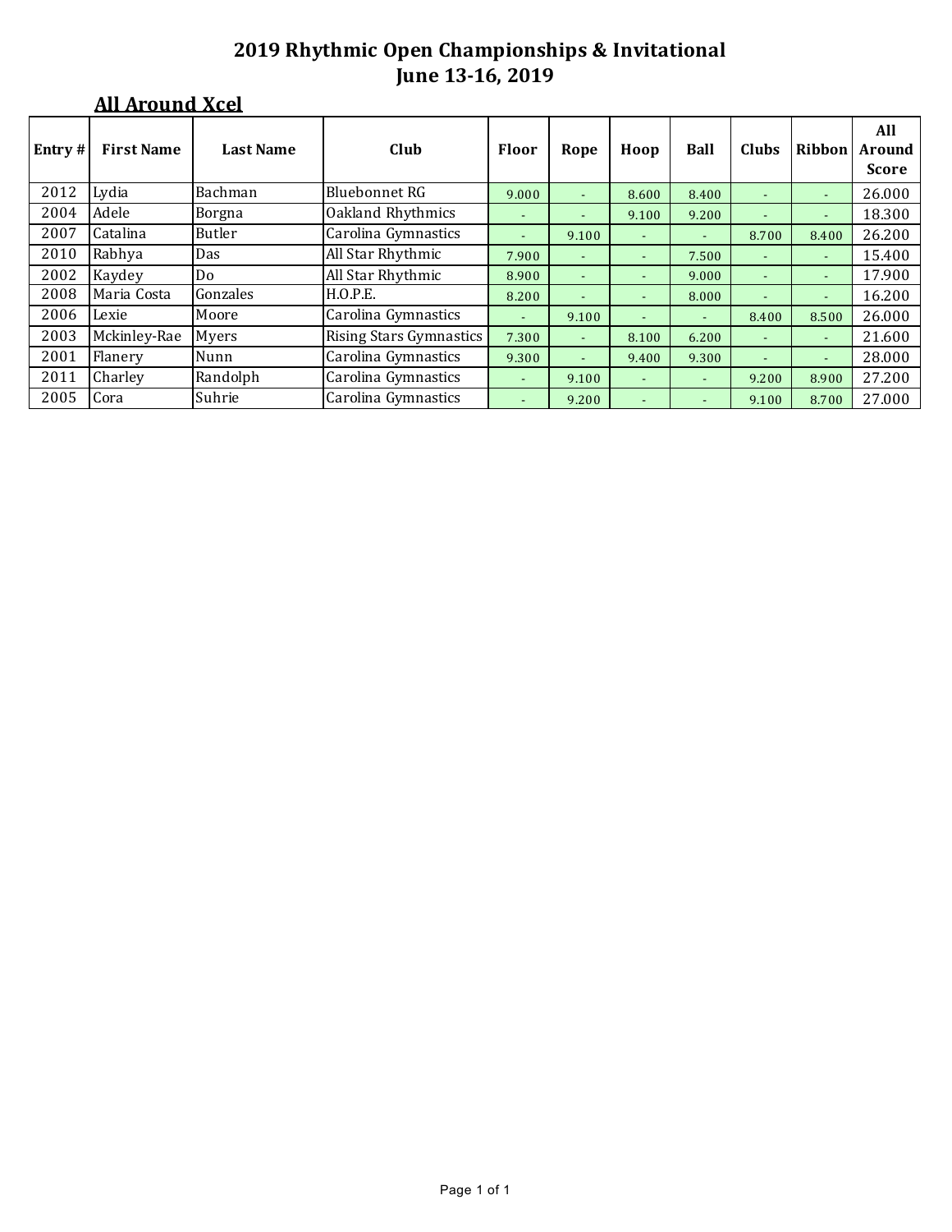# 2019 Rhythmic Open Championships & Invitational
## June 13-16, 2019

### All Around Xcel

| Entry # | First Name | Last Name | Club | Floor | Rope | Hoop | Ball | Clubs | Ribbon | All Around Score |
|---|---|---|---|---|---|---|---|---|---|---|
| 2012 | Lydia | Bachman | Bluebonnet RG | 9.000 | - | 8.600 | 8.400 | - | - | 26.000 |
| 2004 | Adele | Borgna | Oakland Rhythmics | - | - | 9.100 | 9.200 | - | - | 18.300 |
| 2007 | Catalina | Butler | Carolina Gymnastics | - | 9.100 | - | - | 8.700 | 8.400 | 26.200 |
| 2010 | Rabhya | Das | All Star Rhythmic | 7.900 | - | - | 7.500 | - | - | 15.400 |
| 2002 | Kaydey | Do | All Star Rhythmic | 8.900 | - | - | 9.000 | - | - | 17.900 |
| 2008 | Maria Costa | Gonzales | H.O.P.E. | 8.200 | - | - | 8.000 | - | - | 16.200 |
| 2006 | Lexie | Moore | Carolina Gymnastics | - | 9.100 | - | - | 8.400 | 8.500 | 26.000 |
| 2003 | Mckinley-Rae | Myers | Rising Stars Gymnastics | 7.300 | - | 8.100 | 6.200 | - | - | 21.600 |
| 2001 | Flanery | Nunn | Carolina Gymnastics | 9.300 | - | 9.400 | 9.300 | - | - | 28.000 |
| 2011 | Charley | Randolph | Carolina Gymnastics | - | 9.100 | - | - | 9.200 | 8.900 | 27.200 |
| 2005 | Cora | Suhrie | Carolina Gymnastics | - | 9.200 | - | - | 9.100 | 8.700 | 27.000 |